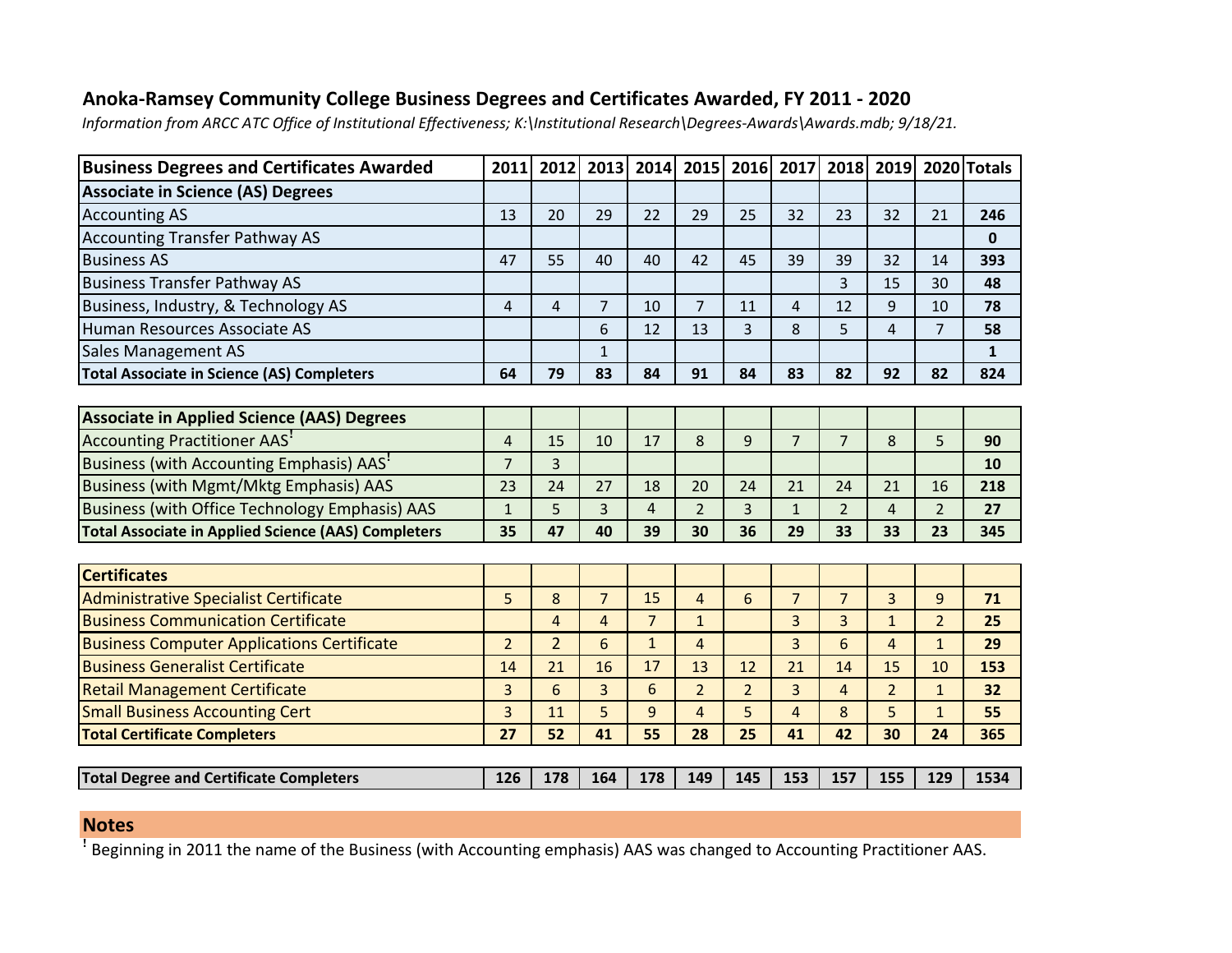# Anoka-Ramsey Community College Business Degrees and Certificates Awarded, FY 2011 - 2020

*Information from ARCC ATC Office of Institutional Effectiveness; K:\Institutional Research\Degrees-Awards\Awards.mdb; 9/18/21.*

| Business Degrees and Certificates Awarded | 2011 | 2012 | 2013 | 2014 | 2015 | 2016 | 2017 | 2018 | 2019 | 2020 | Totals |
|---|---|---|---|---|---|---|---|---|---|---|---|
| **Associate in Science (AS) Degrees** | | | | | | | | | | | |
| Accounting AS | 13 | 20 | 29 | 22 | 29 | 25 | 32 | 23 | 32 | 21 | **246** |
| Accounting Transfer Pathway AS | | | | | | | | | | | **0** |
| Business AS | 47 | 55 | 40 | 40 | 42 | 45 | 39 | 39 | 32 | 14 | **393** |
| Business Transfer Pathway AS | | | | | | | | 3 | 15 | 30 | **48** |
| Business, Industry, & Technology AS | 4 | 4 | 7 | 10 | 7 | 11 | 4 | 12 | 9 | 10 | **78** |
| Human Resources Associate AS | | | 6 | 12 | 13 | 3 | 8 | 5 | 4 | 7 | **58** |
| Sales Management AS | | | 1 | | | | | | | | **1** |
| **Total Associate in Science (AS) Completers** | **64** | **79** | **83** | **84** | **91** | **84** | **83** | **82** | **92** | **82** | **824** |
| **Associate in Applied Science (AAS) Degrees** | | | | | | | | | | | |
| Accounting Practitioner AAS[!] | 4 | 15 | 10 | 17 | 8 | 9 | 7 | 7 | 8 | 5 | **90** |
| Business (with Accounting Emphasis) AAS[!] | 7 | 3 | | | | | | | | | **10** |
| Business (with Mgmt/Mktg Emphasis) AAS | 23 | 24 | 27 | 18 | 20 | 24 | 21 | 24 | 21 | 16 | **218** |
| Business (with Office Technology Emphasis) AAS | 1 | 5 | 3 | 4 | 2 | 3 | 1 | 2 | 4 | 2 | **27** |
| **Total Associate in Applied Science (AAS) Completers** | **35** | **47** | **40** | **39** | **30** | **36** | **29** | **33** | **33** | **23** | **345** |
| **Certificates** | | | | | | | | | | | |
| Administrative Specialist Certificate | 5 | 8 | 7 | 15 | 4 | 6 | 7 | 7 | 3 | 9 | **71** |
| Business Communication Certificate | | 4 | 4 | 7 | 1 | | 3 | 3 | 1 | 2 | **25** |
| Business Computer Applications Certificate | 2 | 2 | 6 | 1 | 4 | | 3 | 6 | 4 | 1 | **29** |
| Business Generalist Certificate | 14 | 21 | 16 | 17 | 13 | 12 | 21 | 14 | 15 | 10 | **153** |
| Retail Management Certificate | 3 | 6 | 3 | 6 | 2 | 2 | 3 | 4 | 2 | 1 | **32** |
| Small Business Accounting Cert | 3 | 11 | 5 | 9 | 4 | 5 | 4 | 8 | 5 | 1 | **55** |
| **Total Certificate Completers** | **27** | **52** | **41** | **55** | **28** | **25** | **41** | **42** | **30** | **24** | **365** |
| **Total Degree and Certificate Completers** | **126** | **178** | **164** | **178** | **149** | **145** | **153** | **157** | **155** | **129** | **1534** |

## Notes

[!] Beginning in 2011 the name of the Business (with Accounting emphasis) AAS was changed to Accounting Practitioner AAS.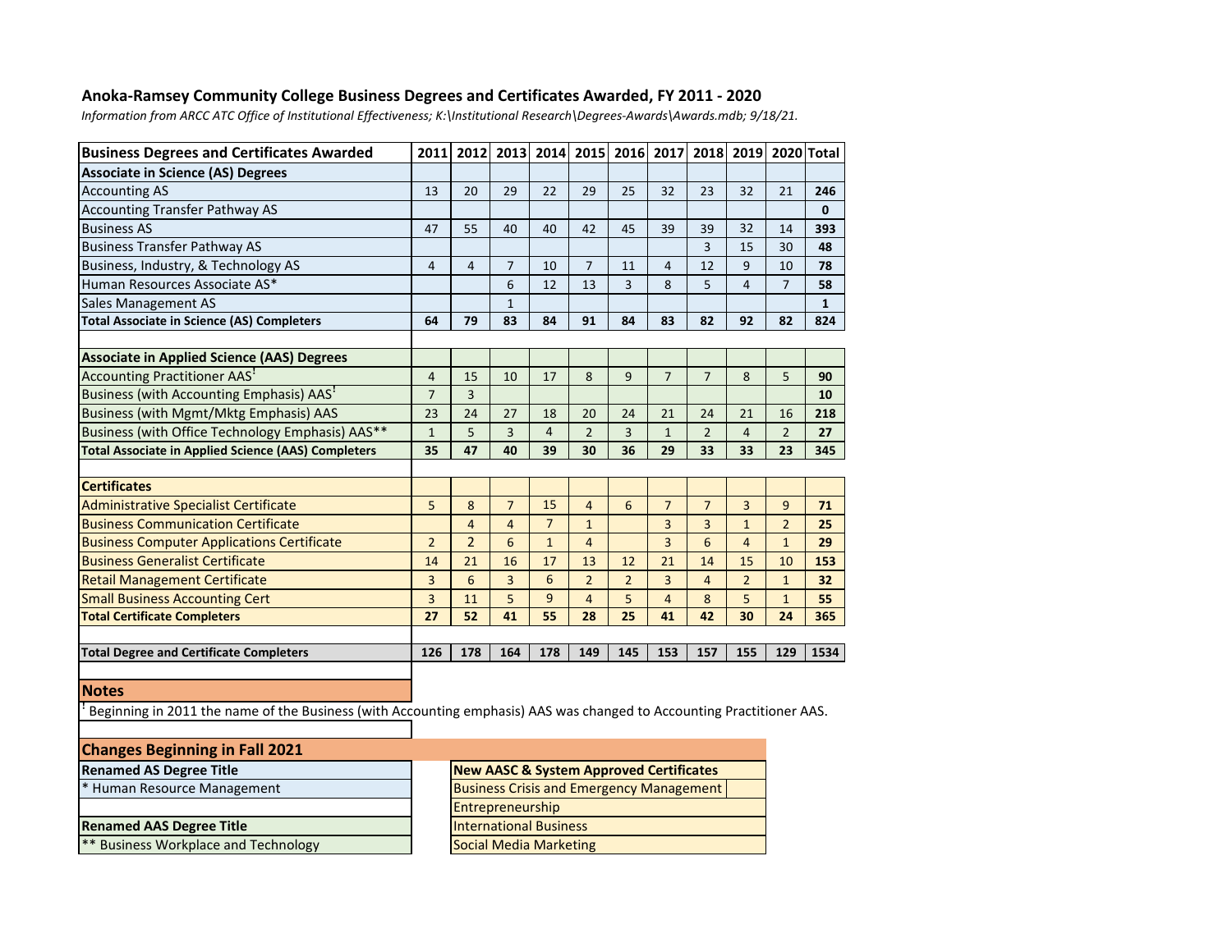## Anoka-Ramsey Community College Business Degrees and Certificates Awarded, FY 2011 - 2020

*Information from ARCC ATC Office of Institutional Effectiveness; K:\Institutional Research\Degrees-Awards\Awards.mdb; 9/18/21.*

| Business Degrees and Certificates Awarded | 2011 | 2012 | 2013 | 2014 | 2015 | 2016 | 2017 | 2018 | 2019 | 2020 | Total |
|---|---|---|---|---|---|---|---|---|---|---|---|
| **Associate in Science (AS) Degrees** | | | | | | | | | | | |
| Accounting AS | 13 | 20 | 29 | 22 | 29 | 25 | 32 | 23 | 32 | 21 | **246** |
| Accounting Transfer Pathway AS | | | | | | | | | | | **0** |
| Business AS | 47 | 55 | 40 | 40 | 42 | 45 | 39 | 39 | 32 | 14 | **393** |
| Business Transfer Pathway AS | | | | | | | | 3 | 15 | 30 | **48** |
| Business, Industry, & Technology AS | 4 | 4 | 7 | 10 | 7 | 11 | 4 | 12 | 9 | 10 | **78** |
| Human Resources Associate AS* | | | 6 | 12 | 13 | 3 | 8 | 5 | 4 | 7 | **58** |
| Sales Management AS | | | 1 | | | | | | | | **1** |
| **Total Associate in Science (AS) Completers** | **64** | **79** | **83** | **84** | **91** | **84** | **83** | **82** | **92** | **82** | **824** |
| | | | | | | | | | | | |
| **Associate in Applied Science (AAS) Degrees** | | | | | | | | | | | |
| Accounting Practitioner AAS[!] | 4 | 15 | 10 | 17 | 8 | 9 | 7 | 7 | 8 | 5 | **90** |
| Business (with Accounting Emphasis) AAS[!] | 7 | 3 | | | | | | | | | **10** |
| Business (with Mgmt/Mktg Emphasis) AAS | 23 | 24 | 27 | 18 | 20 | 24 | 21 | 24 | 21 | 16 | **218** |
| Business (with Office Technology Emphasis) AAS** | 1 | 5 | 3 | 4 | 2 | 3 | 1 | 2 | 4 | 2 | **27** |
| **Total Associate in Applied Science (AAS) Completers** | **35** | **47** | **40** | **39** | **30** | **36** | **29** | **33** | **33** | **23** | **345** |
| | | | | | | | | | | | |
| **Certificates** | | | | | | | | | | | |
| Administrative Specialist Certificate | 5 | 8 | 7 | 15 | 4 | 6 | 7 | 7 | 3 | 9 | **71** |
| Business Communication Certificate | | 4 | 4 | 7 | 1 | | 3 | 3 | 1 | 2 | **25** |
| Business Computer Applications Certificate | 2 | 2 | 6 | 1 | 4 | | 3 | 6 | 4 | 1 | **29** |
| Business Generalist Certificate | 14 | 21 | 16 | 17 | 13 | 12 | 21 | 14 | 15 | 10 | **153** |
| Retail Management Certificate | 3 | 6 | 3 | 6 | 2 | 2 | 3 | 4 | 2 | 1 | **32** |
| Small Business Accounting Cert | 3 | 11 | 5 | 9 | 4 | 5 | 4 | 8 | 5 | 1 | **55** |
| **Total Certificate Completers** | **27** | **52** | **41** | **55** | **28** | **25** | **41** | **42** | **30** | **24** | **365** |
| | | | | | | | | | | | |
| **Total Degree and Certificate Completers** | **126** | **178** | **164** | **178** | **149** | **145** | **153** | **157** | **155** | **129** | **1534** |

### Notes

[!] Beginning in 2011 the name of the Business (with Accounting emphasis) AAS was changed to Accounting Practitioner AAS.

### Changes Beginning in Fall 2021

| Renamed AS Degree Title |
|---|
| * Human Resource Management |

| Renamed AAS Degree Title |
|---|
| ** Business Workplace and Technology |

| New AASC & System Approved Certificates |
|---|
| Business Crisis and Emergency Management |
| Entrepreneurship |
| International Business |
| Social Media Marketing |